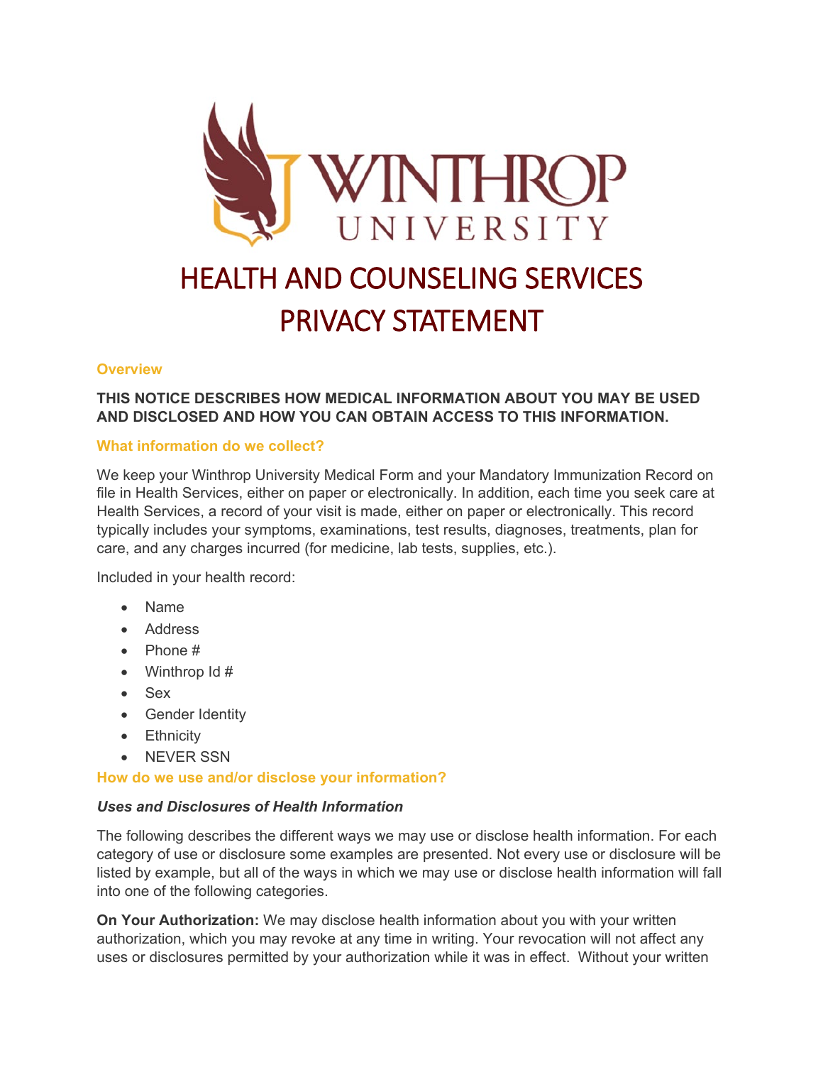# HEALTH AND COUNSELING SERVICES PRIVACY STATEMENT

## Overview

**THIS NOTICE DESCRIBES HOW MEDICAL INFORMATION ABOUT YOU MAY BE USED AND DISCLOSED AND HOW YOU CAN OBTAIN ACCESS TO THIS INFORMATION.**

## What information do we collect?

We keep your Winthrop University Medical Form and your Mandatory Immunization Record on file in Health Services, either on paper or electronically. In addition, each time you seek care at Health Services, a record of your visit is made, either on paper or electronically. This record typically includes your symptoms, examinations, test results, diagnoses, treatments, plan for care, and any charges incurred (for medicine, lab tests, supplies, etc.).

Included in your health record:

- Name
- Address
- Phone #
- Winthrop Id #
- Sex
- Gender Identity
- Ethnicity
- NEVER SSN

## How do we use and/or disclose your information?

### *Uses and Disclosures of Health Information*

The following describes the different ways we may use or disclose health information. For each category of use or disclosure some examples are presented. Not every use or disclosure will be listed by example, but all of the ways in which we may use or disclose health information will fall into one of the following categories.

**On Your Authorization:** We may disclose health information about you with your written authorization, which you may revoke at any time in writing. Your revocation will not affect any uses or disclosures permitted by your authorization while it was in effect. Without your written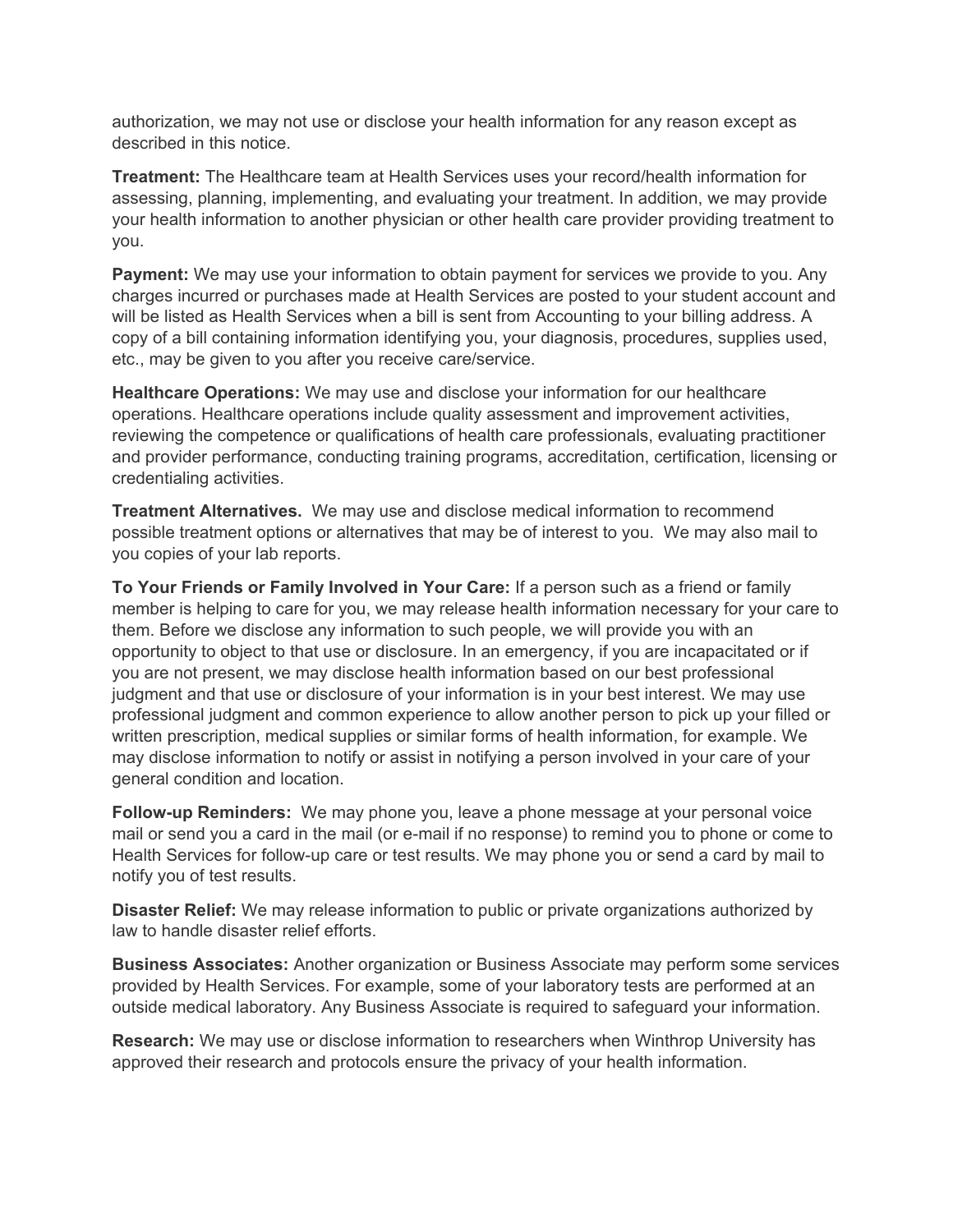authorization, we may not use or disclose your health information for any reason except as described in this notice.

**Treatment:** The Healthcare team at Health Services uses your record/health information for assessing, planning, implementing, and evaluating your treatment. In addition, we may provide your health information to another physician or other health care provider providing treatment to you.

**Payment:** We may use your information to obtain payment for services we provide to you. Any charges incurred or purchases made at Health Services are posted to your student account and will be listed as Health Services when a bill is sent from Accounting to your billing address. A copy of a bill containing information identifying you, your diagnosis, procedures, supplies used, etc., may be given to you after you receive care/service.

**Healthcare Operations:** We may use and disclose your information for our healthcare operations. Healthcare operations include quality assessment and improvement activities, reviewing the competence or qualifications of health care professionals, evaluating practitioner and provider performance, conducting training programs, accreditation, certification, licensing or credentialing activities.

**Treatment Alternatives.** We may use and disclose medical information to recommend possible treatment options or alternatives that may be of interest to you. We may also mail to you copies of your lab reports.

**To Your Friends or Family Involved in Your Care:** If a person such as a friend or family member is helping to care for you, we may release health information necessary for your care to them. Before we disclose any information to such people, we will provide you with an opportunity to object to that use or disclosure. In an emergency, if you are incapacitated or if you are not present, we may disclose health information based on our best professional judgment and that use or disclosure of your information is in your best interest. We may use professional judgment and common experience to allow another person to pick up your filled or written prescription, medical supplies or similar forms of health information, for example. We may disclose information to notify or assist in notifying a person involved in your care of your general condition and location.

**Follow-up Reminders:** We may phone you, leave a phone message at your personal voice mail or send you a card in the mail (or e-mail if no response) to remind you to phone or come to Health Services for follow-up care or test results. We may phone you or send a card by mail to notify you of test results.

**Disaster Relief:** We may release information to public or private organizations authorized by law to handle disaster relief efforts.

**Business Associates:** Another organization or Business Associate may perform some services provided by Health Services. For example, some of your laboratory tests are performed at an outside medical laboratory. Any Business Associate is required to safeguard your information.

**Research:** We may use or disclose information to researchers when Winthrop University has approved their research and protocols ensure the privacy of your health information.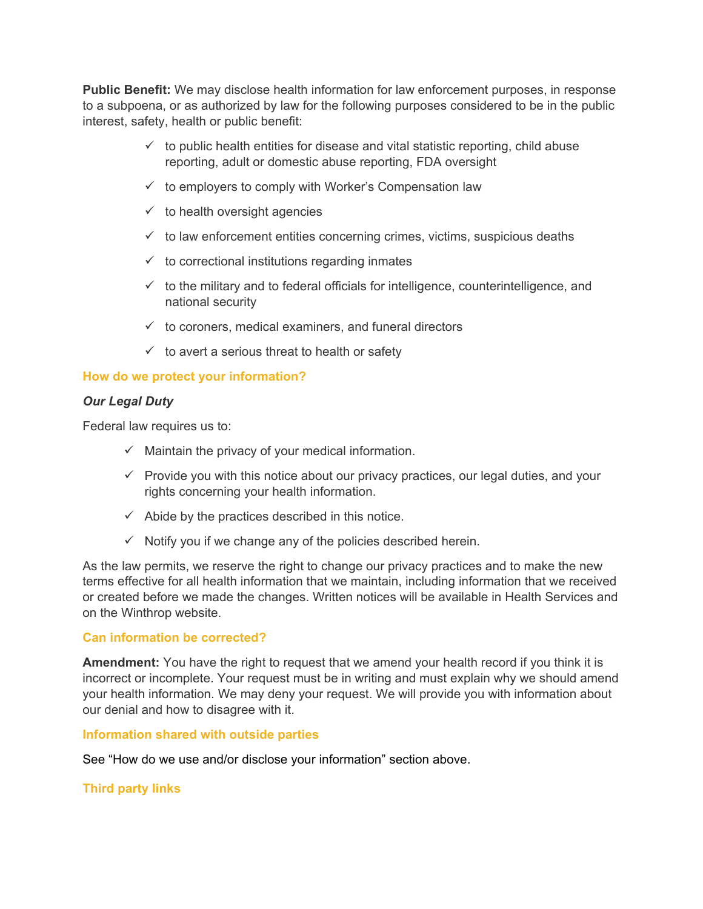**Public Benefit:** We may disclose health information for law enforcement purposes, in response to a subpoena, or as authorized by law for the following purposes considered to be in the public interest, safety, health or public benefit:

- ✓ to public health entities for disease and vital statistic reporting, child abuse reporting, adult or domestic abuse reporting, FDA oversight
- ✓ to employers to comply with Worker's Compensation law
- ✓ to health oversight agencies
- ✓ to law enforcement entities concerning crimes, victims, suspicious deaths
- ✓ to correctional institutions regarding inmates
- ✓ to the military and to federal officials for intelligence, counterintelligence, and national security
- ✓ to coroners, medical examiners, and funeral directors
- ✓ to avert a serious threat to health or safety

## How do we protect your information?

***Our Legal Duty***

Federal law requires us to:

- ✓ Maintain the privacy of your medical information.
- ✓ Provide you with this notice about our privacy practices, our legal duties, and your rights concerning your health information.
- ✓ Abide by the practices described in this notice.
- ✓ Notify you if we change any of the policies described herein.

As the law permits, we reserve the right to change our privacy practices and to make the new terms effective for all health information that we maintain, including information that we received or created before we made the changes. Written notices will be available in Health Services and on the Winthrop website.

## Can information be corrected?

**Amendment:** You have the right to request that we amend your health record if you think it is incorrect or incomplete. Your request must be in writing and must explain why we should amend your health information. We may deny your request. We will provide you with information about our denial and how to disagree with it.

## Information shared with outside parties

See "How do we use and/or disclose your information" section above.

## Third party links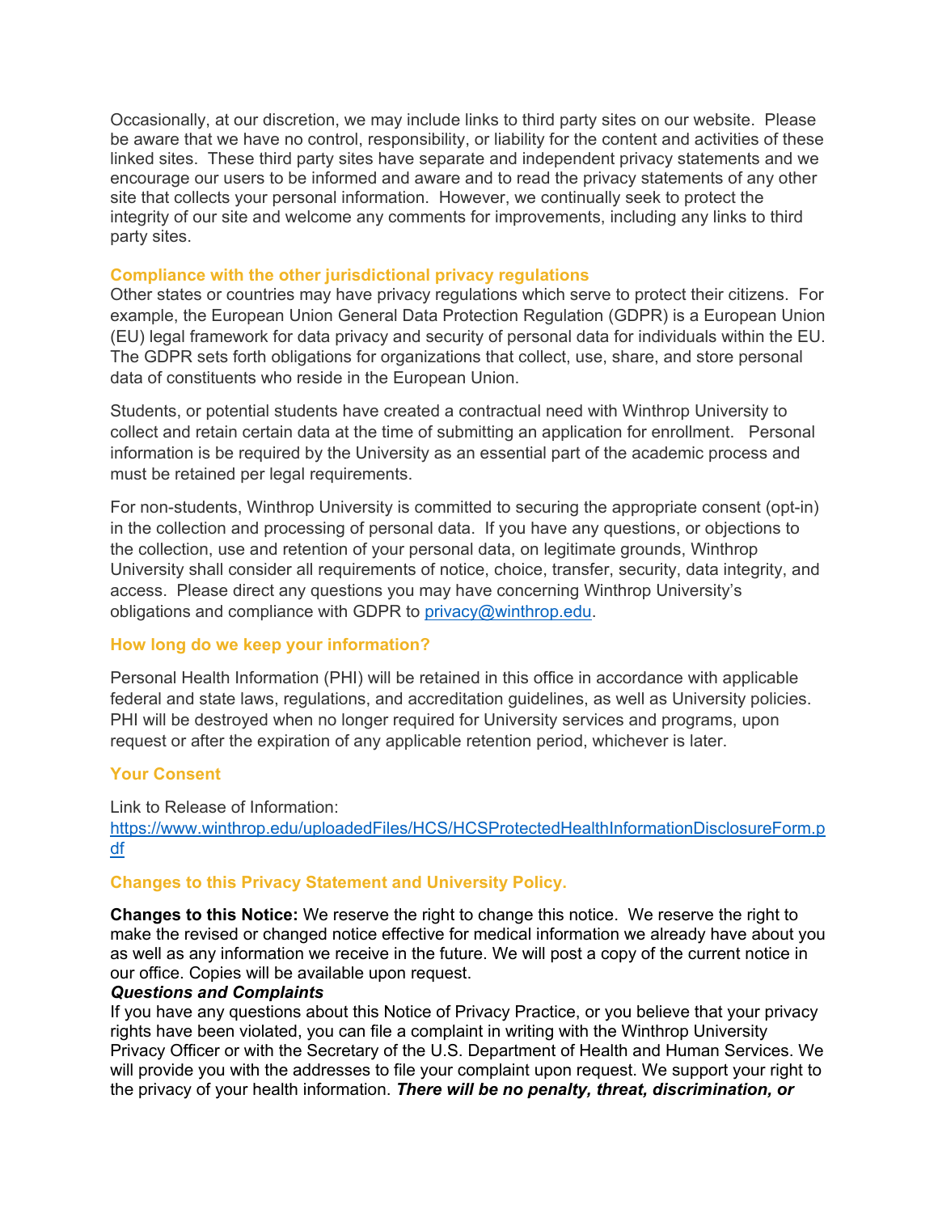Occasionally, at our discretion, we may include links to third party sites on our website. Please be aware that we have no control, responsibility, or liability for the content and activities of these linked sites. These third party sites have separate and independent privacy statements and we encourage our users to be informed and aware and to read the privacy statements of any other site that collects your personal information. However, we continually seek to protect the integrity of our site and welcome any comments for improvements, including any links to third party sites.

## Compliance with the other jurisdictional privacy regulations

Other states or countries may have privacy regulations which serve to protect their citizens. For example, the European Union General Data Protection Regulation (GDPR) is a European Union (EU) legal framework for data privacy and security of personal data for individuals within the EU. The GDPR sets forth obligations for organizations that collect, use, share, and store personal data of constituents who reside in the European Union.

Students, or potential students have created a contractual need with Winthrop University to collect and retain certain data at the time of submitting an application for enrollment. Personal information is be required by the University as an essential part of the academic process and must be retained per legal requirements.

For non-students, Winthrop University is committed to securing the appropriate consent (opt-in) in the collection and processing of personal data. If you have any questions, or objections to the collection, use and retention of your personal data, on legitimate grounds, Winthrop University shall consider all requirements of notice, choice, transfer, security, data integrity, and access. Please direct any questions you may have concerning Winthrop University's obligations and compliance with GDPR to privacy@winthrop.edu.

## How long do we keep your information?

Personal Health Information (PHI) will be retained in this office in accordance with applicable federal and state laws, regulations, and accreditation guidelines, as well as University policies. PHI will be destroyed when no longer required for University services and programs, upon request or after the expiration of any applicable retention period, whichever is later.

## Your Consent

Link to Release of Information: https://www.winthrop.edu/uploadedFiles/HCS/HCSProtectedHealthInformationDisclosureForm.pdf

## Changes to this Privacy Statement and University Policy.

**Changes to this Notice:** We reserve the right to change this notice. We reserve the right to make the revised or changed notice effective for medical information we already have about you as well as any information we receive in the future. We will post a copy of the current notice in our office. Copies will be available upon request.

***Questions and Complaints***

If you have any questions about this Notice of Privacy Practice, or you believe that your privacy rights have been violated, you can file a complaint in writing with the Winthrop University Privacy Officer or with the Secretary of the U.S. Department of Health and Human Services. We will provide you with the addresses to file your complaint upon request. We support your right to the privacy of your health information. ***There will be no penalty, threat, discrimination, or***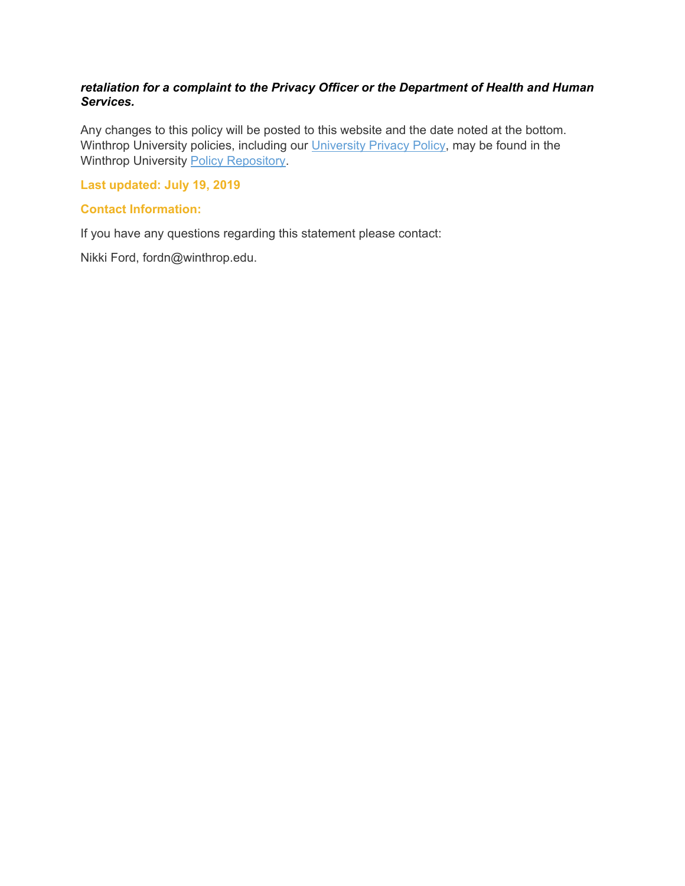***retaliation for a complaint to the Privacy Officer or the Department of Health and Human Services.***

Any changes to this policy will be posted to this website and the date noted at the bottom. Winthrop University policies, including our University Privacy Policy, may be found in the Winthrop University Policy Repository.

**Last updated: July 19, 2019**

**Contact Information:**

If you have any questions regarding this statement please contact:

Nikki Ford, fordn@winthrop.edu.